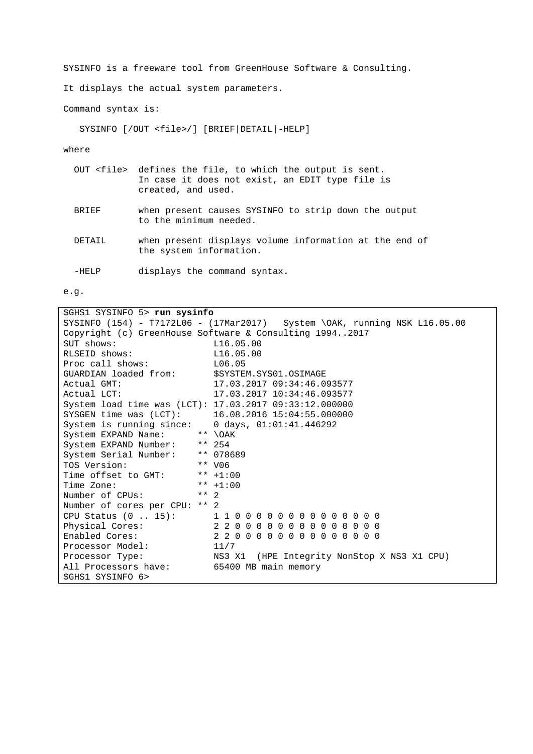SYSINFO is a freeware tool from GreenHouse Software & Consulting.

It displays the actual system parameters.

Command syntax is:

```
SYSINFO [/OUT <file>/] [BRIEF|DETAIL|-HELP]
```

where

- OUT <file> defines the file, to which the output is sent. In case it does not exist, an EDIT type file is created, and used.
- BRIEF when present causes SYSINFO to strip down the output to the minimum needed.
- DETAIL when present displays volume information at the end of the system information.
- -HELP displays the command syntax.

e.g.

```
$GHS1 SYSINFO 5> run sysinfo
SYSINFO (154) - T7172L06 - (17Mar2017)   System \OAK, running NSK L16.05.00
Copyright (c) GreenHouse Software & Consulting 1994..2017
SUT shows:                  L16.05.00
RLSEID shows:               L16.05.00
Proc call shows:            L06.05
GUARDIAN loaded from:       $SYSTEM.SYS01.OSIMAGE
Actual GMT:                 17.03.2017 09:34:46.093577
Actual LCT:                 17.03.2017 10:34:46.093577
System load time was (LCT): 17.03.2017 09:33:12.000000
SYSGEN time was (LCT):      16.08.2016 15:04:55.000000
System is running since:    0 days, 01:01:41.446292
System EXPAND Name:      ** \OAK
System EXPAND Number:    ** 254
System Serial Number:    ** 078689
TOS Version:             ** V06
Time offset to GMT:      ** +1:00
Time Zone:               ** +1:00
Number of CPUs:          ** 2
Number of cores per CPU: ** 2
CPU Status (0 .. 15):       1 1 0 0 0 0 0 0 0 0 0 0 0 0 0 0
Physical Cores:             2 2 0 0 0 0 0 0 0 0 0 0 0 0 0 0
Enabled Cores:              2 2 0 0 0 0 0 0 0 0 0 0 0 0 0 0
Processor Model:            11/7
Processor Type:             NS3 X1  (HPE Integrity NonStop X NS3 X1 CPU)
All Processors have:        65400 MB main memory
$GHS1 SYSINFO 6>
```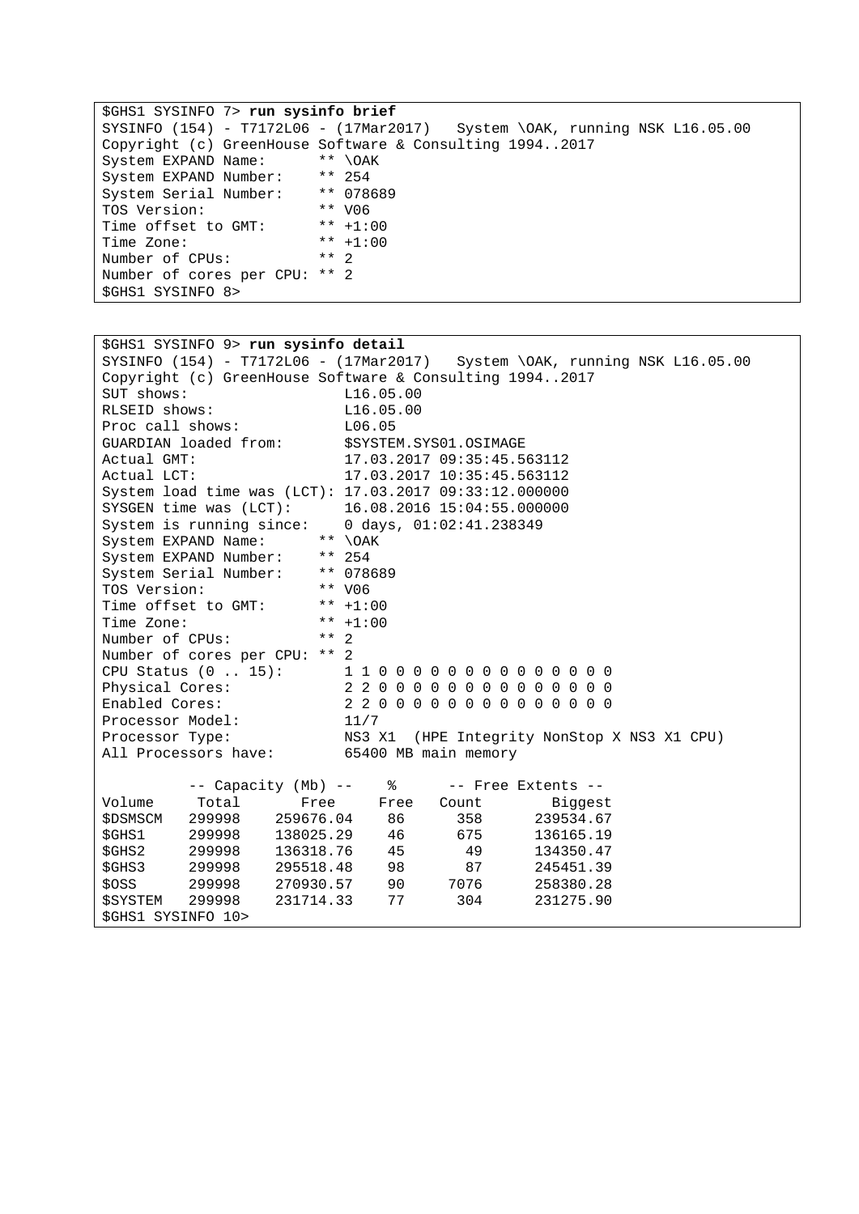```
$GHS1 SYSINFO 7> run sysinfo brief
SYSINFO (154) - T7172L06 - (17Mar2017)   System \OAK, running NSK L16.05.00
Copyright (c) GreenHouse Software & Consulting 1994..2017
System EXPAND Name:      ** \OAK
System EXPAND Number:    ** 254
System Serial Number:    ** 078689
TOS Version:             ** V06
Time offset to GMT:      ** +1:00
Time Zone:               ** +1:00
Number of CPUs:          ** 2
Number of cores per CPU: ** 2
$GHS1 SYSINFO 8>
```

```
$GHS1 SYSINFO 9> run sysinfo detail
SYSINFO (154) - T7172L06 - (17Mar2017)   System \OAK, running NSK L16.05.00
Copyright (c) GreenHouse Software & Consulting 1994..2017
SUT shows:                   L16.05.00
RLSEID shows:                L16.05.00
Proc call shows:             L06.05
GUARDIAN loaded from:        $SYSTEM.SYS01.OSIMAGE
Actual GMT:                  17.03.2017 09:35:45.563112
Actual LCT:                  17.03.2017 10:35:45.563112
System load time was (LCT): 17.03.2017 09:33:12.000000
SYSGEN time was (LCT):       16.08.2016 15:04:55.000000
System is running since:     0 days, 01:02:41.238349
System EXPAND Name:      ** \OAK
System EXPAND Number:    ** 254
System Serial Number:    ** 078689
TOS Version:             ** V06
Time offset to GMT:      ** +1:00
Time Zone:               ** +1:00
Number of CPUs:          ** 2
Number of cores per CPU: ** 2
CPU Status (0 .. 15):        1 1 0 0 0 0 0 0 0 0 0 0 0 0 0 0
Physical Cores:              2 2 0 0 0 0 0 0 0 0 0 0 0 0 0 0
Enabled Cores:               2 2 0 0 0 0 0 0 0 0 0 0 0 0 0 0
Processor Model:             11/7
Processor Type:              NS3 X1  (HPE Integrity NonStop X NS3 X1 CPU)
All Processors have:         65400 MB main memory

          -- Capacity (Mb) --     %      -- Free Extents --
Volume     Total      Free      Free   Count        Biggest
$DSMSCM   299998   259676.04    86      358      239534.67
$GHS1     299998   138025.29    46      675      136165.19
$GHS2     299998   136318.76    45       49      134350.47
$GHS3     299998   295518.48    98       87      245451.39
$OSS      299998   270930.57    90     7076      258380.28
$SYSTEM   299998   231714.33    77      304      231275.90
$GHS1 SYSINFO 10>
```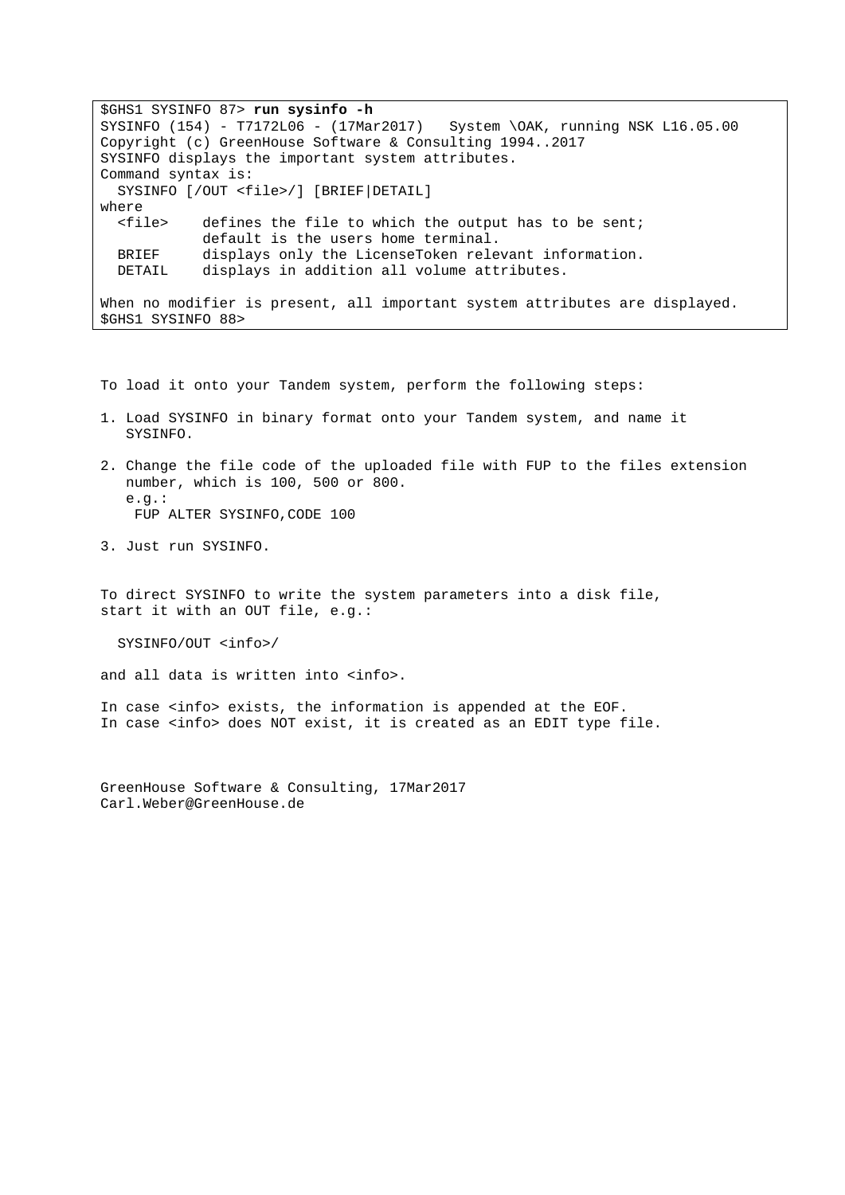```
$GHS1 SYSINFO 87> run sysinfo -h
SYSINFO (154) - T7172L06 - (17Mar2017)   System \OAK, running NSK L16.05.00
Copyright (c) GreenHouse Software & Consulting 1994..2017
SYSINFO displays the important system attributes.
Command syntax is:
  SYSINFO [/OUT <file>/] [BRIEF|DETAIL]
where
  <file>    defines the file to which the output has to be sent;
            default is the users home terminal.
  BRIEF     displays only the LicenseToken relevant information.
  DETAIL    displays in addition all volume attributes.

When no modifier is present, all important system attributes are displayed.
$GHS1 SYSINFO 88>
```

To load it onto your Tandem system, perform the following steps:

1. Load SYSINFO in binary format onto your Tandem system, and name it SYSINFO.

2. Change the file code of the uploaded file with FUP to the files extension number, which is 100, 500 or 800.
   e.g.:
   ```
   FUP ALTER SYSINFO,CODE 100
   ```

3. Just run SYSINFO.

To direct SYSINFO to write the system parameters into a disk file, start it with an OUT file, e.g.:

```
SYSINFO/OUT <info>/
```

and all data is written into <info>.

In case <info> exists, the information is appended at the EOF.
In case <info> does NOT exist, it is created as an EDIT type file.

GreenHouse Software & Consulting, 17Mar2017
Carl.Weber@GreenHouse.de